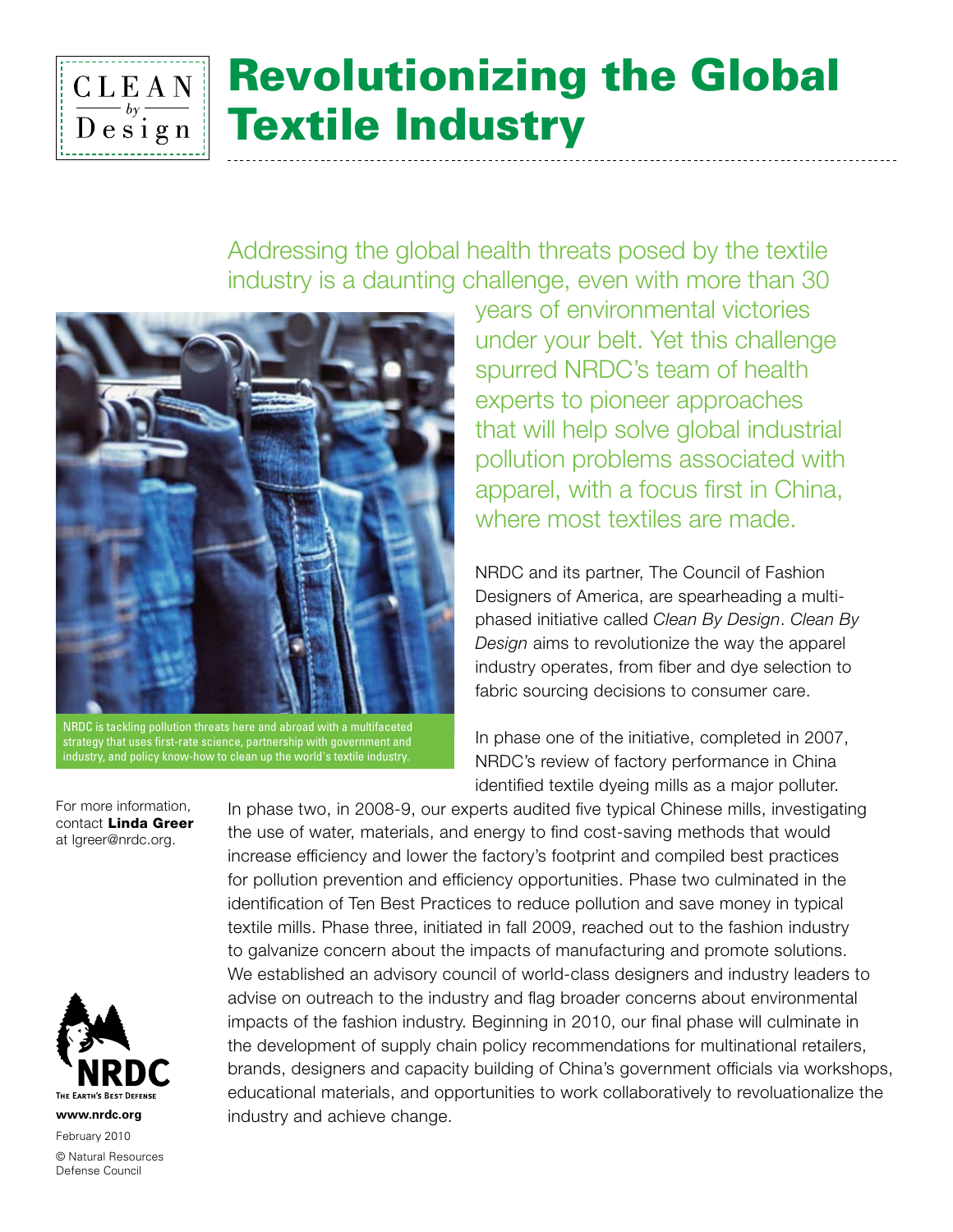CLEAN *by* Design

# Revolutionizing the Global Textile Industry

Addressing the global health threats posed by the textile industry is a daunting challenge, even with more than 30 years of environmental victories under your belt. Yet this challenge spurred NRDC's team of health experts to pioneer approaches that will help solve global industrial pollution problems associated with apparel, with a focus first in China, where most textiles are made.

NRDC is tackling pollution threats here and abroad with a multifaceted strategy that uses first-rate science, partnership with government and industry, and policy know-how to clean up the world's textile industry.

NRDC and its partner, The Council of Fashion Designers of America, are spearheading a multi-phased initiative called *Clean By Design*. *Clean By Design* aims to revolutionize the way the apparel industry operates, from fiber and dye selection to fabric sourcing decisions to consumer care.

In phase one of the initiative, completed in 2007, NRDC's review of factory performance in China identified textile dyeing mills as a major polluter. In phase two, in 2008-9, our experts audited five typical Chinese mills, investigating the use of water, materials, and energy to find cost-saving methods that would increase efficiency and lower the factory's footprint and compiled best practices for pollution prevention and efficiency opportunities. Phase two culminated in the identification of Ten Best Practices to reduce pollution and save money in typical textile mills. Phase three, initiated in fall 2009, reached out to the fashion industry to galvanize concern about the impacts of manufacturing and promote solutions. We established an advisory council of world-class designers and industry leaders to advise on outreach to the industry and flag broader concerns about environmental impacts of the fashion industry. Beginning in 2010, our final phase will culminate in the development of supply chain policy recommendations for multinational retailers, brands, designers and capacity building of China's government officials via workshops, educational materials, and opportunities to work collaboratively to revoluationalize the industry and achieve change.

For more information, contact **Linda Greer** at lgreer@nrdc.org.

NRDC
The Earth's Best Defense

**www.nrdc.org**

February 2010

© Natural Resources Defense Council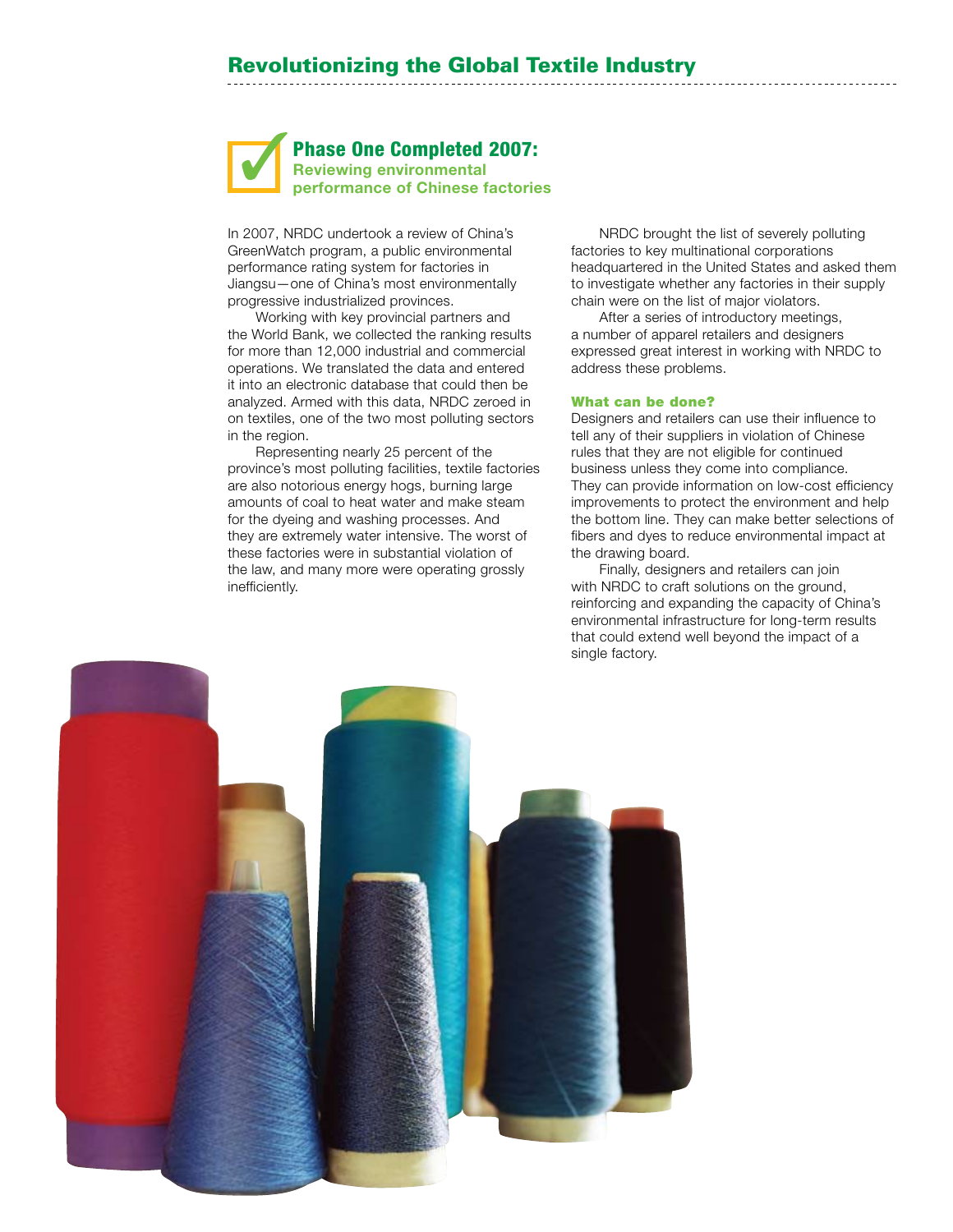# Revolutionizing the Global Textile Industry

## Phase One Completed 2007:
### Reviewing environmental performance of Chinese factories

In 2007, NRDC undertook a review of China's GreenWatch program, a public environmental performance rating system for factories in Jiangsu—one of China's most environmentally progressive industrialized provinces.

Working with key provincial partners and the World Bank, we collected the ranking results for more than 12,000 industrial and commercial operations. We translated the data and entered it into an electronic database that could then be analyzed. Armed with this data, NRDC zeroed in on textiles, one of the two most polluting sectors in the region.

Representing nearly 25 percent of the province's most polluting facilities, textile factories are also notorious energy hogs, burning large amounts of coal to heat water and make steam for the dyeing and washing processes. And they are extremely water intensive. The worst of these factories were in substantial violation of the law, and many more were operating grossly inefficiently.

NRDC brought the list of severely polluting factories to key multinational corporations headquartered in the United States and asked them to investigate whether any factories in their supply chain were on the list of major violators.

After a series of introductory meetings, a number of apparel retailers and designers expressed great interest in working with NRDC to address these problems.

#### What can be done?

Designers and retailers can use their influence to tell any of their suppliers in violation of Chinese rules that they are not eligible for continued business unless they come into compliance. They can provide information on low-cost efficiency improvements to protect the environment and help the bottom line. They can make better selections of fibers and dyes to reduce environmental impact at the drawing board.

Finally, designers and retailers can join with NRDC to craft solutions on the ground, reinforcing and expanding the capacity of China's environmental infrastructure for long-term results that could extend well beyond the impact of a single factory.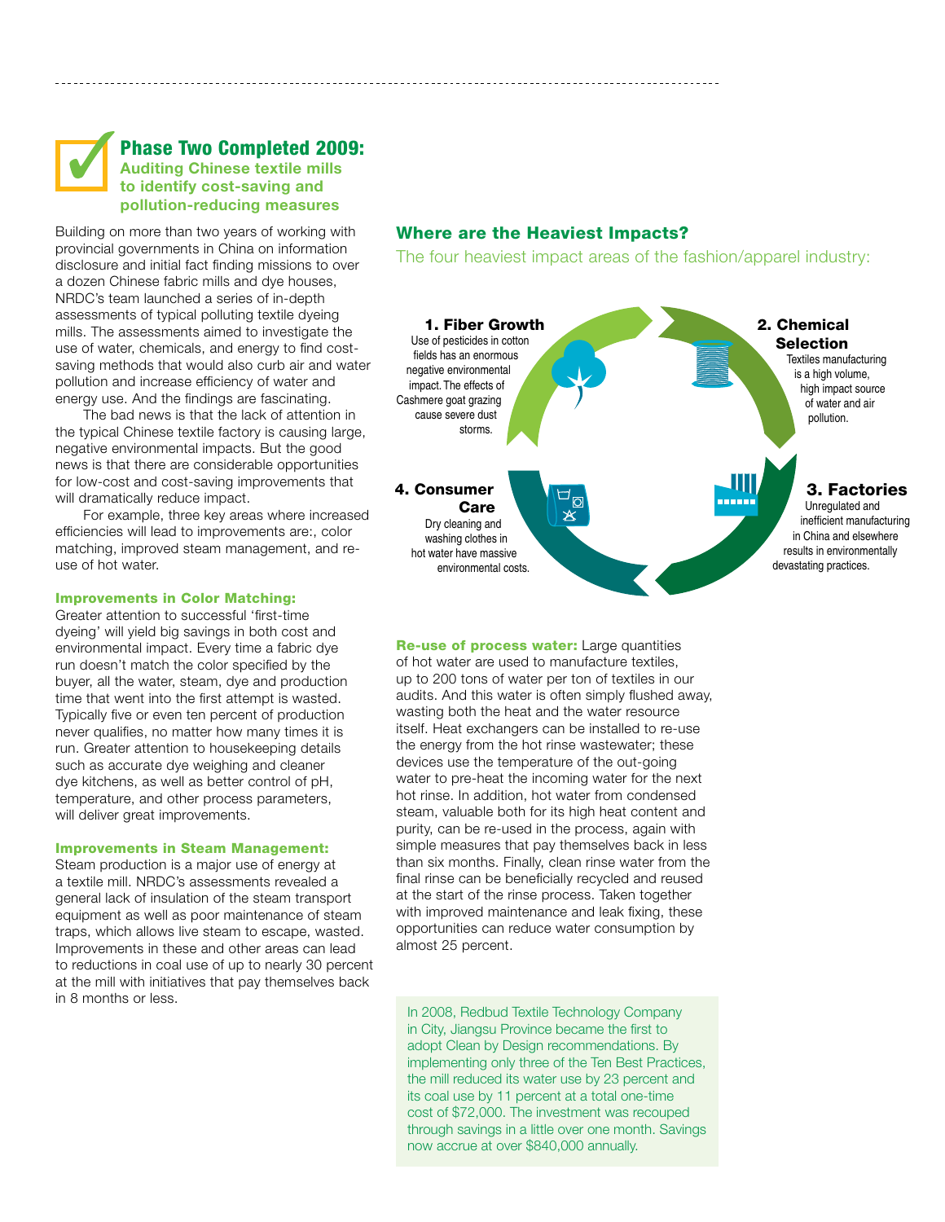## Phase Two Completed 2009:

### Auditing Chinese textile mills to identify cost-saving and pollution-reducing measures

Building on more than two years of working with provincial governments in China on information disclosure and initial fact finding missions to over a dozen Chinese fabric mills and dye houses, NRDC's team launched a series of in-depth assessments of typical polluting textile dyeing mills. The assessments aimed to investigate the use of water, chemicals, and energy to find cost-saving methods that would also curb air and water pollution and increase efficiency of water and energy use. And the findings are fascinating.

The bad news is that the lack of attention in the typical Chinese textile factory is causing large, negative environmental impacts. But the good news is that there are considerable opportunities for low-cost and cost-saving improvements that will dramatically reduce impact.

For example, three key areas where increased efficiencies will lead to improvements are:, color matching, improved steam management, and re-use of hot water.

**Improvements in Color Matching:**
Greater attention to successful 'first-time dyeing' will yield big savings in both cost and environmental impact. Every time a fabric dye run doesn't match the color specified by the buyer, all the water, steam, dye and production time that went into the first attempt is wasted. Typically five or even ten percent of production never qualifies, no matter how many times it is run. Greater attention to housekeeping details such as accurate dye weighing and cleaner dye kitchens, as well as better control of pH, temperature, and other process parameters, will deliver great improvements.

**Improvements in Steam Management:**
Steam production is a major use of energy at a textile mill. NRDC's assessments revealed a general lack of insulation of the steam transport equipment as well as poor maintenance of steam traps, which allows live steam to escape, wasted. Improvements in these and other areas can lead to reductions in coal use of up to nearly 30 percent at the mill with initiatives that pay themselves back in 8 months or less.

### Where are the Heaviest Impacts?

The four heaviest impact areas of the fashion/apparel industry:

**1. Fiber Growth**
Use of pesticides in cotton fields has an enormous negative environmental impact. The effects of Cashmere goat grazing cause severe dust storms.

**2. Chemical Selection**
Textiles manufacturing is a high volume, high impact source of water and air pollution.

**3. Factories**
Unregulated and inefficient manufacturing in China and elsewhere results in environmentally devastating practices.

**4. Consumer Care**
Dry cleaning and washing clothes in hot water have massive environmental costs.

**Re-use of process water:** Large quantities of hot water are used to manufacture textiles, up to 200 tons of water per ton of textiles in our audits. And this water is often simply flushed away, wasting both the heat and the water resource itself. Heat exchangers can be installed to re-use the energy from the hot rinse wastewater; these devices use the temperature of the out-going water to pre-heat the incoming water for the next hot rinse. In addition, hot water from condensed steam, valuable both for its high heat content and purity, can be re-used in the process, again with simple measures that pay themselves back in less than six months. Finally, clean rinse water from the final rinse can be beneficially recycled and reused at the start of the rinse process. Taken together with improved maintenance and leak fixing, these opportunities can reduce water consumption by almost 25 percent.

In 2008, Redbud Textile Technology Company in City, Jiangsu Province became the first to adopt Clean by Design recommendations. By implementing only three of the Ten Best Practices, the mill reduced its water use by 23 percent and its coal use by 11 percent at a total one-time cost of $72,000. The investment was recouped through savings in a little over one month. Savings now accrue at over $840,000 annually.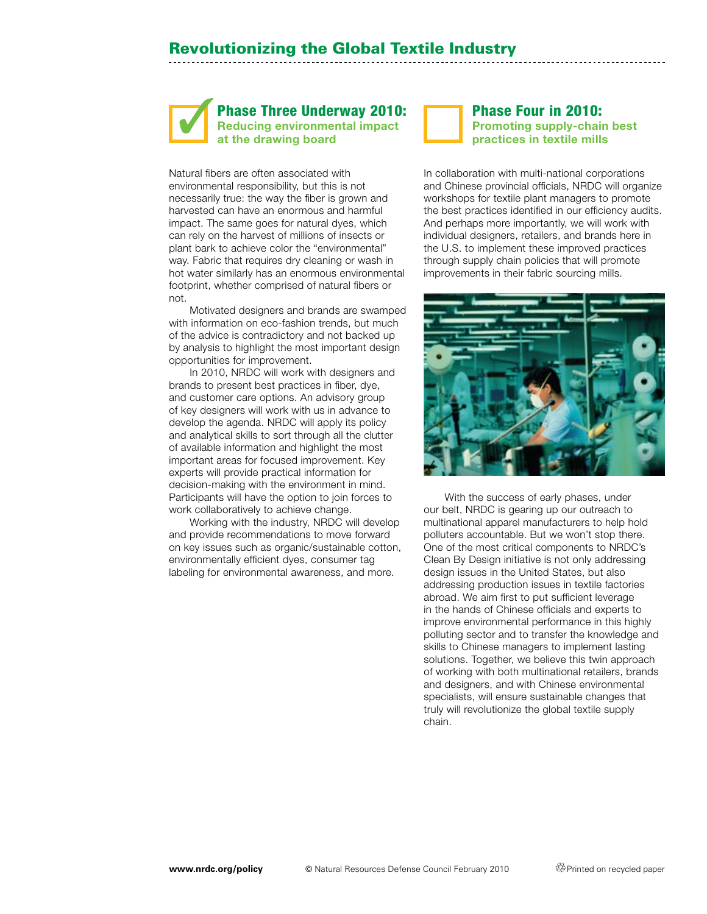# Revolutionizing the Global Textile Industry

## Phase Three Underway 2010:

### Reducing environmental impact at the drawing board

Natural fibers are often associated with environmental responsibility, but this is not necessarily true: the way the fiber is grown and harvested can have an enormous and harmful impact. The same goes for natural dyes, which can rely on the harvest of millions of insects or plant bark to achieve color the "environmental" way. Fabric that requires dry cleaning or wash in hot water similarly has an enormous environmental footprint, whether comprised of natural fibers or not.

Motivated designers and brands are swamped with information on eco-fashion trends, but much of the advice is contradictory and not backed up by analysis to highlight the most important design opportunities for improvement.

In 2010, NRDC will work with designers and brands to present best practices in fiber, dye, and customer care options. An advisory group of key designers will work with us in advance to develop the agenda. NRDC will apply its policy and analytical skills to sort through all the clutter of available information and highlight the most important areas for focused improvement. Key experts will provide practical information for decision-making with the environment in mind. Participants will have the option to join forces to work collaboratively to achieve change.

Working with the industry, NRDC will develop and provide recommendations to move forward on key issues such as organic/sustainable cotton, environmentally efficient dyes, consumer tag labeling for environmental awareness, and more.

## Phase Four in 2010:

### Promoting supply-chain best practices in textile mills

In collaboration with multi-national corporations and Chinese provincial officials, NRDC will organize workshops for textile plant managers to promote the best practices identified in our efficiency audits. And perhaps more importantly, we will work with individual designers, retailers, and brands here in the U.S. to implement these improved practices through supply chain policies that will promote improvements in their fabric sourcing mills.

With the success of early phases, under our belt, NRDC is gearing up our outreach to multinational apparel manufacturers to help hold polluters accountable. But we won't stop there. One of the most critical components to NRDC's Clean By Design initiative is not only addressing design issues in the United States, but also addressing production issues in textile factories abroad. We aim first to put sufficient leverage in the hands of Chinese officials and experts to improve environmental performance in this highly polluting sector and to transfer the knowledge and skills to Chinese managers to implement lasting solutions. Together, we believe this twin approach of working with both multinational retailers, brands and designers, and with Chinese environmental specialists, will ensure sustainable changes that truly will revolutionize the global textile supply chain.

**www.nrdc.org/policy** © Natural Resources Defense Council February 2010 Printed on recycled paper